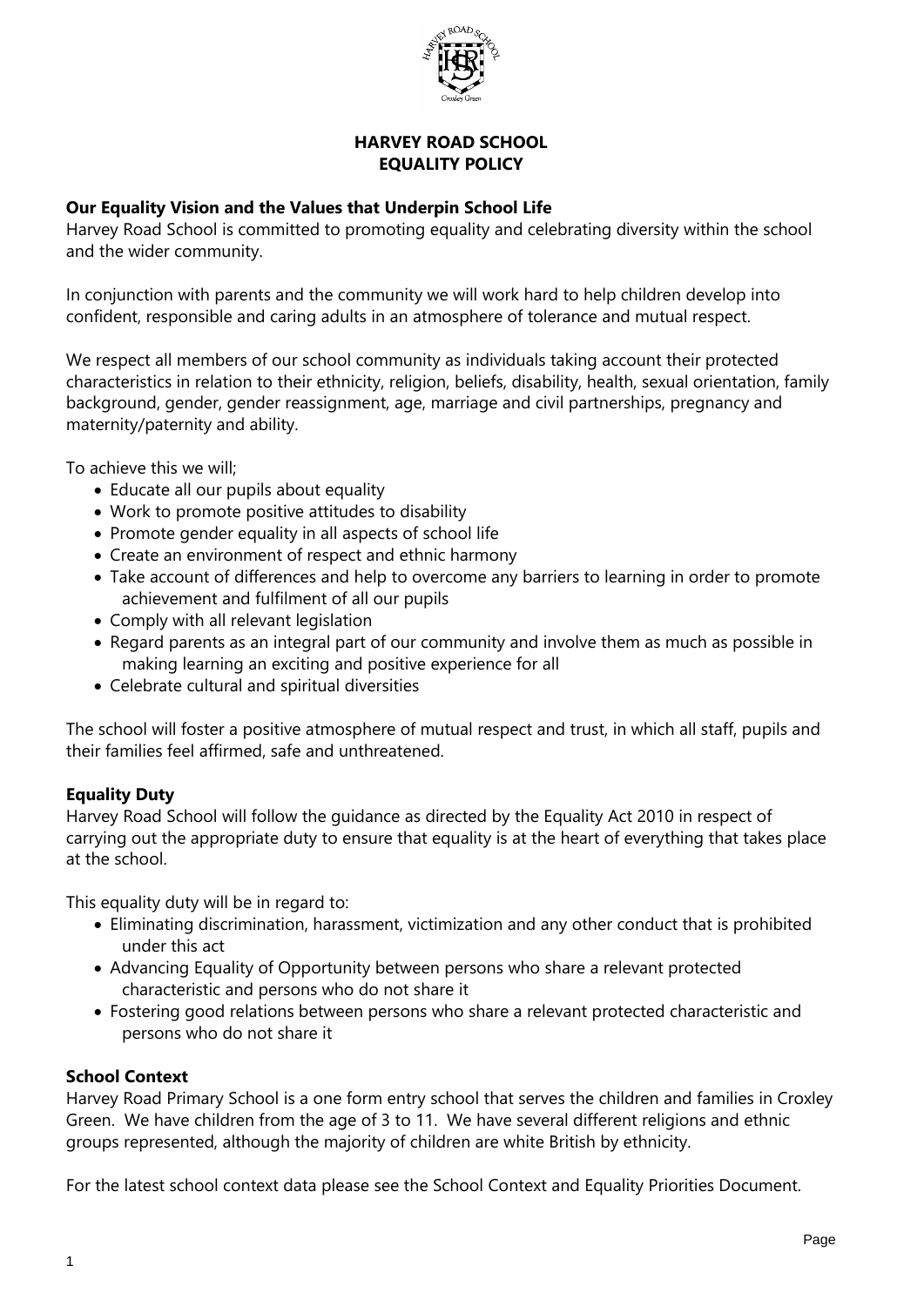# HARVEY ROAD SCHOOL
# EQUALITY POLICY

## Our Equality Vision and the Values that Underpin School Life

Harvey Road School is committed to promoting equality and celebrating diversity within the school and the wider community.

In conjunction with parents and the community we will work hard to help children develop into confident, responsible and caring adults in an atmosphere of tolerance and mutual respect.

We respect all members of our school community as individuals taking account their protected characteristics in relation to their ethnicity, religion, beliefs, disability, health, sexual orientation, family background, gender, gender reassignment, age, marriage and civil partnerships, pregnancy and maternity/paternity and ability.

To achieve this we will;

- Educate all our pupils about equality
- Work to promote positive attitudes to disability
- Promote gender equality in all aspects of school life
- Create an environment of respect and ethnic harmony
- Take account of differences and help to overcome any barriers to learning in order to promote achievement and fulfilment of all our pupils
- Comply with all relevant legislation
- Regard parents as an integral part of our community and involve them as much as possible in making learning an exciting and positive experience for all
- Celebrate cultural and spiritual diversities

The school will foster a positive atmosphere of mutual respect and trust, in which all staff, pupils and their families feel affirmed, safe and unthreatened.

## Equality Duty

Harvey Road School will follow the guidance as directed by the Equality Act 2010 in respect of carrying out the appropriate duty to ensure that equality is at the heart of everything that takes place at the school.

This equality duty will be in regard to:

- Eliminating discrimination, harassment, victimization and any other conduct that is prohibited under this act
- Advancing Equality of Opportunity between persons who share a relevant protected characteristic and persons who do not share it
- Fostering good relations between persons who share a relevant protected characteristic and persons who do not share it

## School Context

Harvey Road Primary School is a one form entry school that serves the children and families in Croxley Green. We have children from the age of 3 to 11. We have several different religions and ethnic groups represented, although the majority of children are white British by ethnicity.

For the latest school context data please see the School Context and Equality Priorities Document.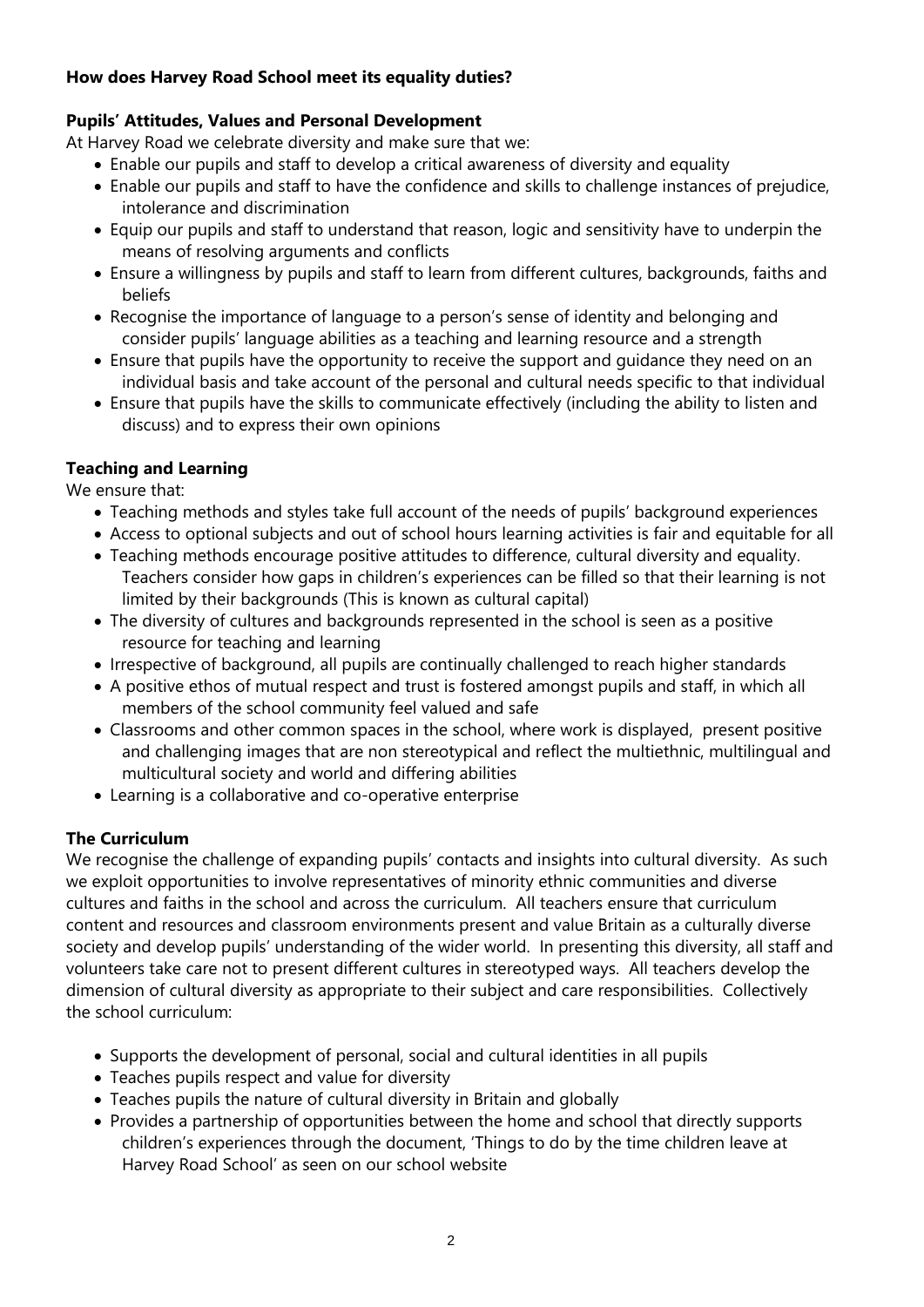**How does Harvey Road School meet its equality duties?**

**Pupils' Attitudes, Values and Personal Development**

At Harvey Road we celebrate diversity and make sure that we:

- Enable our pupils and staff to develop a critical awareness of diversity and equality
- Enable our pupils and staff to have the confidence and skills to challenge instances of prejudice, intolerance and discrimination
- Equip our pupils and staff to understand that reason, logic and sensitivity have to underpin the means of resolving arguments and conflicts
- Ensure a willingness by pupils and staff to learn from different cultures, backgrounds, faiths and beliefs
- Recognise the importance of language to a person's sense of identity and belonging and consider pupils' language abilities as a teaching and learning resource and a strength
- Ensure that pupils have the opportunity to receive the support and guidance they need on an individual basis and take account of the personal and cultural needs specific to that individual
- Ensure that pupils have the skills to communicate effectively (including the ability to listen and discuss) and to express their own opinions

**Teaching and Learning**

We ensure that:

- Teaching methods and styles take full account of the needs of pupils' background experiences
- Access to optional subjects and out of school hours learning activities is fair and equitable for all
- Teaching methods encourage positive attitudes to difference, cultural diversity and equality. Teachers consider how gaps in children's experiences can be filled so that their learning is not limited by their backgrounds (This is known as cultural capital)
- The diversity of cultures and backgrounds represented in the school is seen as a positive resource for teaching and learning
- Irrespective of background, all pupils are continually challenged to reach higher standards
- A positive ethos of mutual respect and trust is fostered amongst pupils and staff, in which all members of the school community feel valued and safe
- Classrooms and other common spaces in the school, where work is displayed, present positive and challenging images that are non stereotypical and reflect the multiethnic, multilingual and multicultural society and world and differing abilities
- Learning is a collaborative and co-operative enterprise

**The Curriculum**

We recognise the challenge of expanding pupils' contacts and insights into cultural diversity. As such we exploit opportunities to involve representatives of minority ethnic communities and diverse cultures and faiths in the school and across the curriculum. All teachers ensure that curriculum content and resources and classroom environments present and value Britain as a culturally diverse society and develop pupils' understanding of the wider world. In presenting this diversity, all staff and volunteers take care not to present different cultures in stereotyped ways. All teachers develop the dimension of cultural diversity as appropriate to their subject and care responsibilities. Collectively the school curriculum:

- Supports the development of personal, social and cultural identities in all pupils
- Teaches pupils respect and value for diversity
- Teaches pupils the nature of cultural diversity in Britain and globally
- Provides a partnership of opportunities between the home and school that directly supports children's experiences through the document, 'Things to do by the time children leave at Harvey Road School' as seen on our school website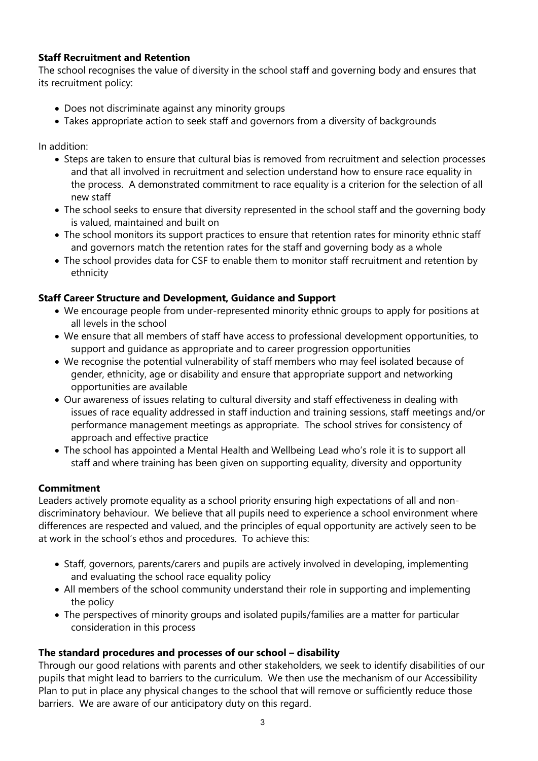**Staff Recruitment and Retention**

The school recognises the value of diversity in the school staff and governing body and ensures that its recruitment policy:

- Does not discriminate against any minority groups
- Takes appropriate action to seek staff and governors from a diversity of backgrounds

In addition:

- Steps are taken to ensure that cultural bias is removed from recruitment and selection processes and that all involved in recruitment and selection understand how to ensure race equality in the process. A demonstrated commitment to race equality is a criterion for the selection of all new staff
- The school seeks to ensure that diversity represented in the school staff and the governing body is valued, maintained and built on
- The school monitors its support practices to ensure that retention rates for minority ethnic staff and governors match the retention rates for the staff and governing body as a whole
- The school provides data for CSF to enable them to monitor staff recruitment and retention by ethnicity

**Staff Career Structure and Development, Guidance and Support**

- We encourage people from under-represented minority ethnic groups to apply for positions at all levels in the school
- We ensure that all members of staff have access to professional development opportunities, to support and guidance as appropriate and to career progression opportunities
- We recognise the potential vulnerability of staff members who may feel isolated because of gender, ethnicity, age or disability and ensure that appropriate support and networking opportunities are available
- Our awareness of issues relating to cultural diversity and staff effectiveness in dealing with issues of race equality addressed in staff induction and training sessions, staff meetings and/or performance management meetings as appropriate. The school strives for consistency of approach and effective practice
- The school has appointed a Mental Health and Wellbeing Lead who's role it is to support all staff and where training has been given on supporting equality, diversity and opportunity

**Commitment**

Leaders actively promote equality as a school priority ensuring high expectations of all and non-discriminatory behaviour. We believe that all pupils need to experience a school environment where differences are respected and valued, and the principles of equal opportunity are actively seen to be at work in the school's ethos and procedures. To achieve this:

- Staff, governors, parents/carers and pupils are actively involved in developing, implementing and evaluating the school race equality policy
- All members of the school community understand their role in supporting and implementing the policy
- The perspectives of minority groups and isolated pupils/families are a matter for particular consideration in this process

**The standard procedures and processes of our school – disability**

Through our good relations with parents and other stakeholders, we seek to identify disabilities of our pupils that might lead to barriers to the curriculum. We then use the mechanism of our Accessibility Plan to put in place any physical changes to the school that will remove or sufficiently reduce those barriers. We are aware of our anticipatory duty on this regard.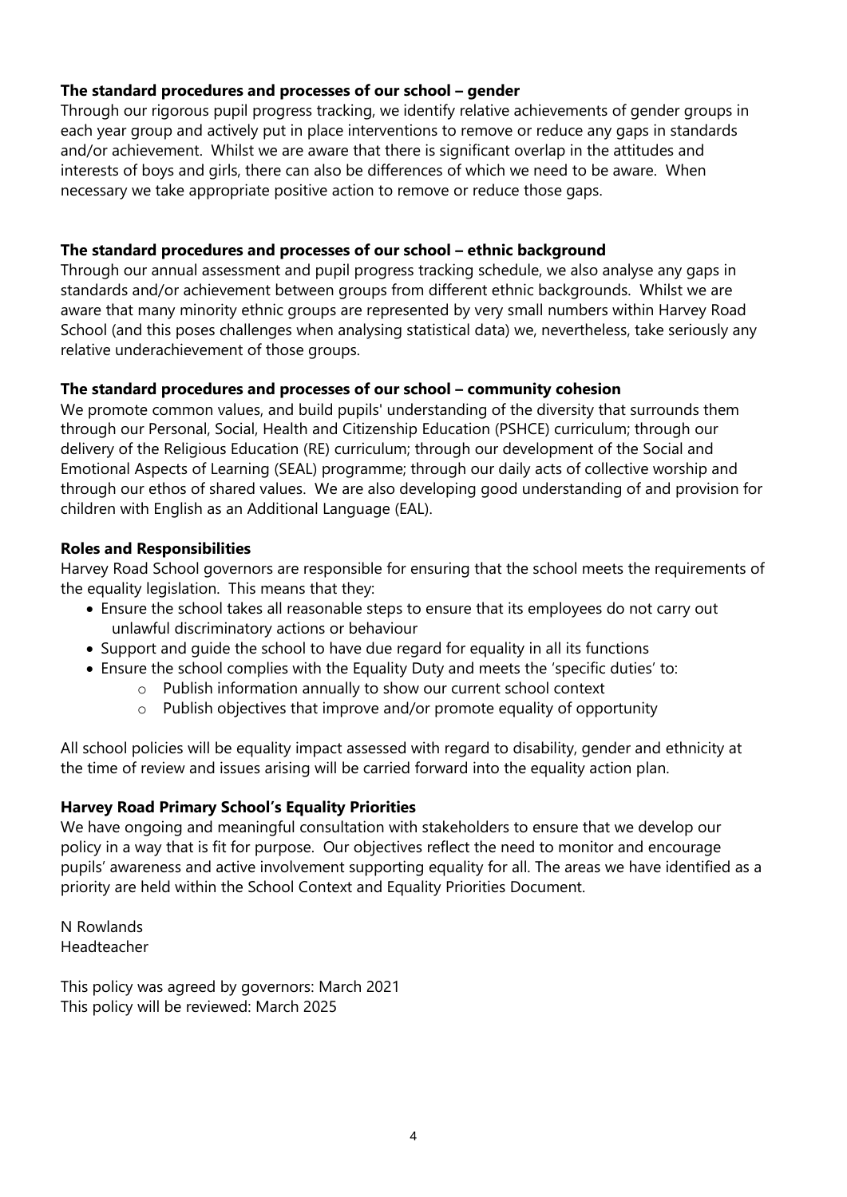**The standard procedures and processes of our school – gender**

Through our rigorous pupil progress tracking, we identify relative achievements of gender groups in each year group and actively put in place interventions to remove or reduce any gaps in standards and/or achievement. Whilst we are aware that there is significant overlap in the attitudes and interests of boys and girls, there can also be differences of which we need to be aware. When necessary we take appropriate positive action to remove or reduce those gaps.

**The standard procedures and processes of our school – ethnic background**

Through our annual assessment and pupil progress tracking schedule, we also analyse any gaps in standards and/or achievement between groups from different ethnic backgrounds. Whilst we are aware that many minority ethnic groups are represented by very small numbers within Harvey Road School (and this poses challenges when analysing statistical data) we, nevertheless, take seriously any relative underachievement of those groups.

**The standard procedures and processes of our school – community cohesion**

We promote common values, and build pupils' understanding of the diversity that surrounds them through our Personal, Social, Health and Citizenship Education (PSHCE) curriculum; through our delivery of the Religious Education (RE) curriculum; through our development of the Social and Emotional Aspects of Learning (SEAL) programme; through our daily acts of collective worship and through our ethos of shared values. We are also developing good understanding of and provision for children with English as an Additional Language (EAL).

**Roles and Responsibilities**

Harvey Road School governors are responsible for ensuring that the school meets the requirements of the equality legislation. This means that they:

- Ensure the school takes all reasonable steps to ensure that its employees do not carry out unlawful discriminatory actions or behaviour
- Support and guide the school to have due regard for equality in all its functions
- Ensure the school complies with the Equality Duty and meets the 'specific duties' to:
  - Publish information annually to show our current school context
  - Publish objectives that improve and/or promote equality of opportunity

All school policies will be equality impact assessed with regard to disability, gender and ethnicity at the time of review and issues arising will be carried forward into the equality action plan.

**Harvey Road Primary School's Equality Priorities**

We have ongoing and meaningful consultation with stakeholders to ensure that we develop our policy in a way that is fit for purpose. Our objectives reflect the need to monitor and encourage pupils' awareness and active involvement supporting equality for all. The areas we have identified as a priority are held within the School Context and Equality Priorities Document.

N Rowlands
Headteacher

This policy was agreed by governors: March 2021
This policy will be reviewed: March 2025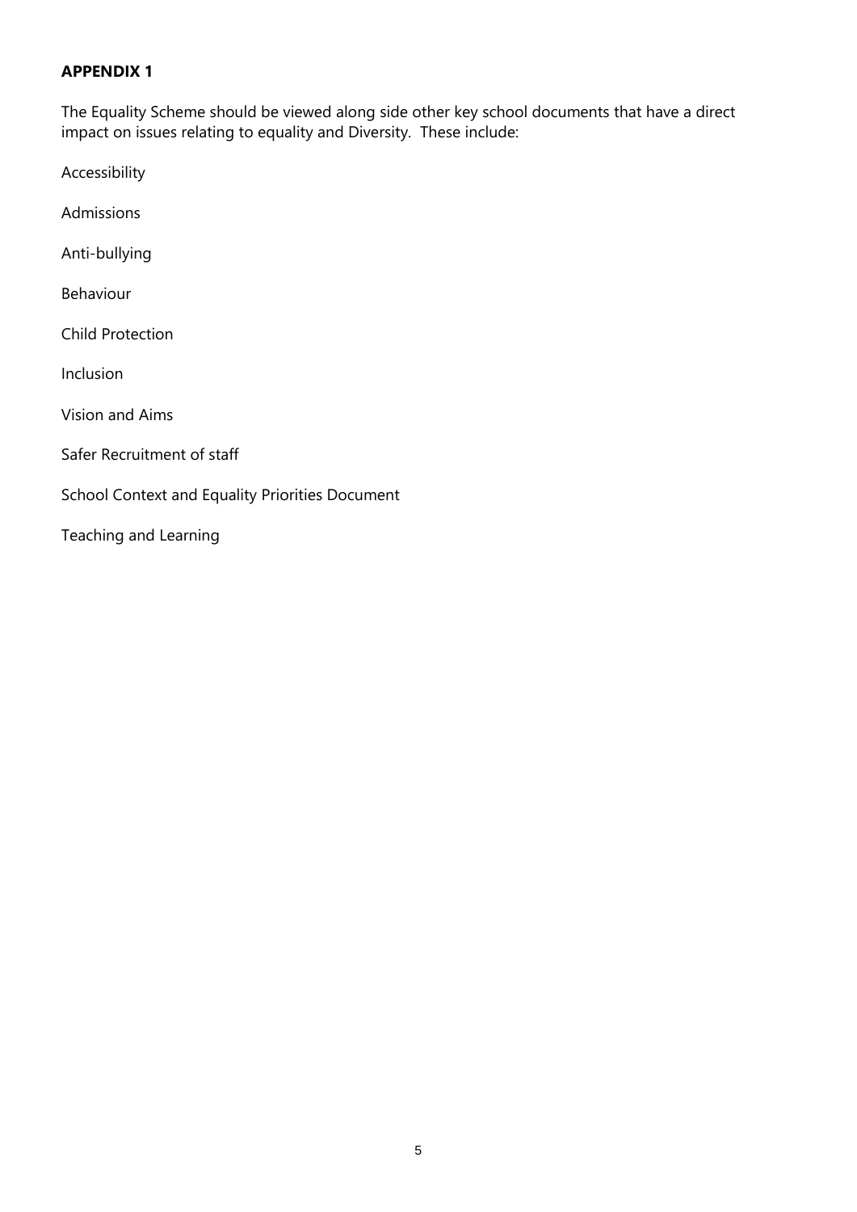**APPENDIX 1**

The Equality Scheme should be viewed along side other key school documents that have a direct impact on issues relating to equality and Diversity. These include:

Accessibility

Admissions

Anti-bullying

Behaviour

Child Protection

Inclusion

Vision and Aims

Safer Recruitment of staff

School Context and Equality Priorities Document

Teaching and Learning